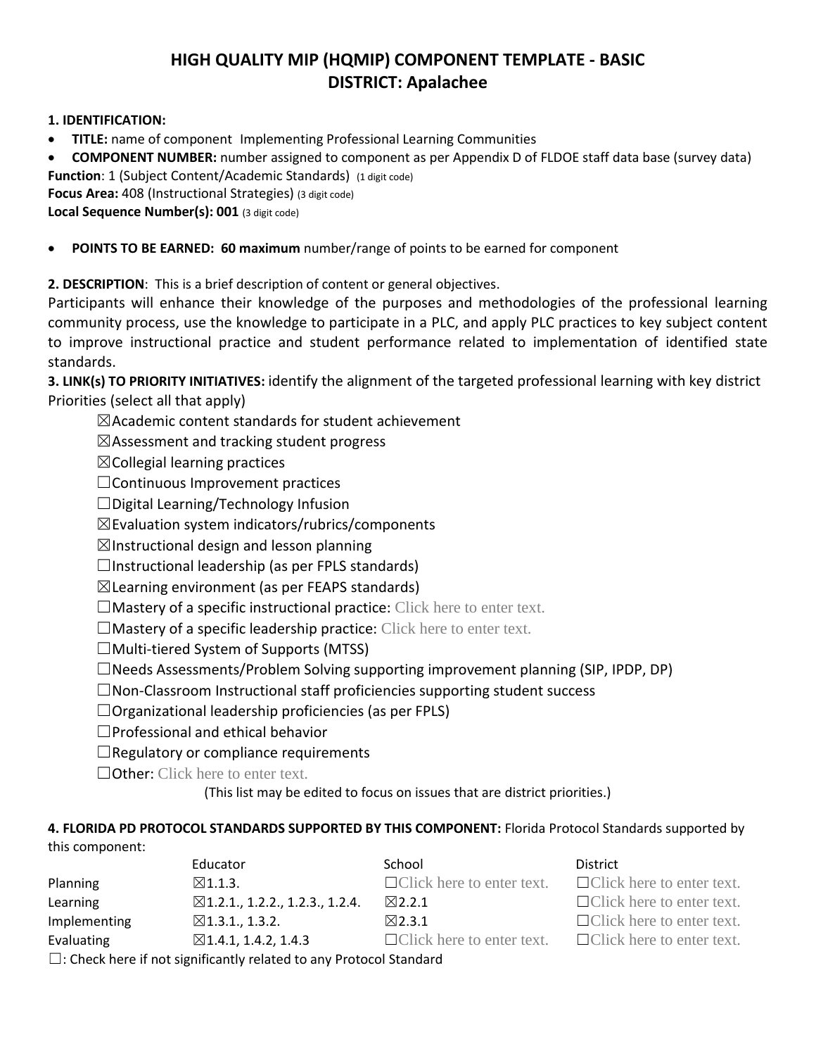# HIGH QUALITY MIP (HQMIP) COMPONENT TEMPLATE - BASIC
# DISTRICT: Apalachee

**1. IDENTIFICATION:**

- **TITLE:** name of component Implementing Professional Learning Communities
- **COMPONENT NUMBER:** number assigned to component as per Appendix D of FLDOE staff data base (survey data)

**Function**: 1 (Subject Content/Academic Standards) (1 digit code)
**Focus Area:** 408 (Instructional Strategies) (3 digit code)
**Local Sequence Number(s): 001** (3 digit code)

- **POINTS TO BE EARNED: 60 maximum** number/range of points to be earned for component

**2. DESCRIPTION**: This is a brief description of content or general objectives.

Participants will enhance their knowledge of the purposes and methodologies of the professional learning community process, use the knowledge to participate in a PLC, and apply PLC practices to key subject content to improve instructional practice and student performance related to implementation of identified state standards.

**3. LINK(s) TO PRIORITY INITIATIVES:** identify the alignment of the targeted professional learning with key district Priorities (select all that apply)

☒Academic content standards for student achievement
☒Assessment and tracking student progress
☒Collegial learning practices
☐Continuous Improvement practices
☐Digital Learning/Technology Infusion
☒Evaluation system indicators/rubrics/components
☒Instructional design and lesson planning
☐Instructional leadership (as per FPLS standards)
☒Learning environment (as per FEAPS standards)
☐Mastery of a specific instructional practice: Click here to enter text.
☐Mastery of a specific leadership practice: Click here to enter text.
☐Multi-tiered System of Supports (MTSS)
☐Needs Assessments/Problem Solving supporting improvement planning (SIP, IPDP, DP)
☐Non-Classroom Instructional staff proficiencies supporting student success
☐Organizational leadership proficiencies (as per FPLS)
☐Professional and ethical behavior
☐Regulatory or compliance requirements
☐Other: Click here to enter text.

(This list may be edited to focus on issues that are district priorities.)

**4. FLORIDA PD PROTOCOL STANDARDS SUPPORTED BY THIS COMPONENT:** Florida Protocol Standards supported by this component:

| | Educator | School | District |
|---|---|---|---|
| Planning | ☒1.1.3. | ☐Click here to enter text. | ☐Click here to enter text. |
| Learning | ☒1.2.1., 1.2.2., 1.2.3., 1.2.4. | ☒2.2.1 | ☐Click here to enter text. |
| Implementing | ☒1.3.1., 1.3.2. | ☒2.3.1 | ☐Click here to enter text. |
| Evaluating | ☒1.4.1, 1.4.2, 1.4.3 | ☐Click here to enter text. | ☐Click here to enter text. |

☐: Check here if not significantly related to any Protocol Standard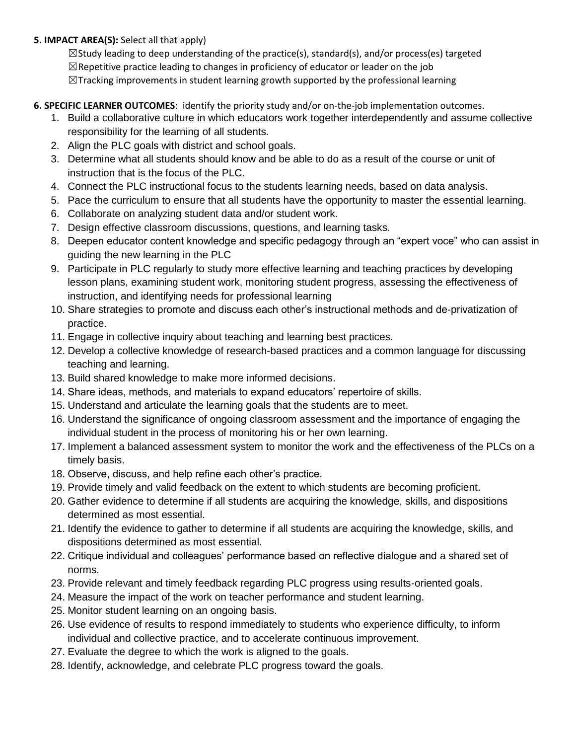**5. IMPACT AREA(S):** Select all that apply)

☒Study leading to deep understanding of the practice(s), standard(s), and/or process(es) targeted
☒Repetitive practice leading to changes in proficiency of educator or leader on the job
☒Tracking improvements in student learning growth supported by the professional learning

**6. SPECIFIC LEARNER OUTCOMES**: identify the priority study and/or on-the-job implementation outcomes.

1. Build a collaborative culture in which educators work together interdependently and assume collective responsibility for the learning of all students.
2. Align the PLC goals with district and school goals.
3. Determine what all students should know and be able to do as a result of the course or unit of instruction that is the focus of the PLC.
4. Connect the PLC instructional focus to the students learning needs, based on data analysis.
5. Pace the curriculum to ensure that all students have the opportunity to master the essential learning.
6. Collaborate on analyzing student data and/or student work.
7. Design effective classroom discussions, questions, and learning tasks.
8. Deepen educator content knowledge and specific pedagogy through an "expert voce" who can assist in guiding the new learning in the PLC
9. Participate in PLC regularly to study more effective learning and teaching practices by developing lesson plans, examining student work, monitoring student progress, assessing the effectiveness of instruction, and identifying needs for professional learning
10. Share strategies to promote and discuss each other's instructional methods and de-privatization of practice.
11. Engage in collective inquiry about teaching and learning best practices.
12. Develop a collective knowledge of research-based practices and a common language for discussing teaching and learning.
13. Build shared knowledge to make more informed decisions.
14. Share ideas, methods, and materials to expand educators' repertoire of skills.
15. Understand and articulate the learning goals that the students are to meet.
16. Understand the significance of ongoing classroom assessment and the importance of engaging the individual student in the process of monitoring his or her own learning.
17. Implement a balanced assessment system to monitor the work and the effectiveness of the PLCs on a timely basis.
18. Observe, discuss, and help refine each other's practice.
19. Provide timely and valid feedback on the extent to which students are becoming proficient.
20. Gather evidence to determine if all students are acquiring the knowledge, skills, and dispositions determined as most essential.
21. Identify the evidence to gather to determine if all students are acquiring the knowledge, skills, and dispositions determined as most essential.
22. Critique individual and colleagues' performance based on reflective dialogue and a shared set of norms.
23. Provide relevant and timely feedback regarding PLC progress using results-oriented goals.
24. Measure the impact of the work on teacher performance and student learning.
25. Monitor student learning on an ongoing basis.
26. Use evidence of results to respond immediately to students who experience difficulty, to inform individual and collective practice, and to accelerate continuous improvement.
27. Evaluate the degree to which the work is aligned to the goals.
28. Identify, acknowledge, and celebrate PLC progress toward the goals.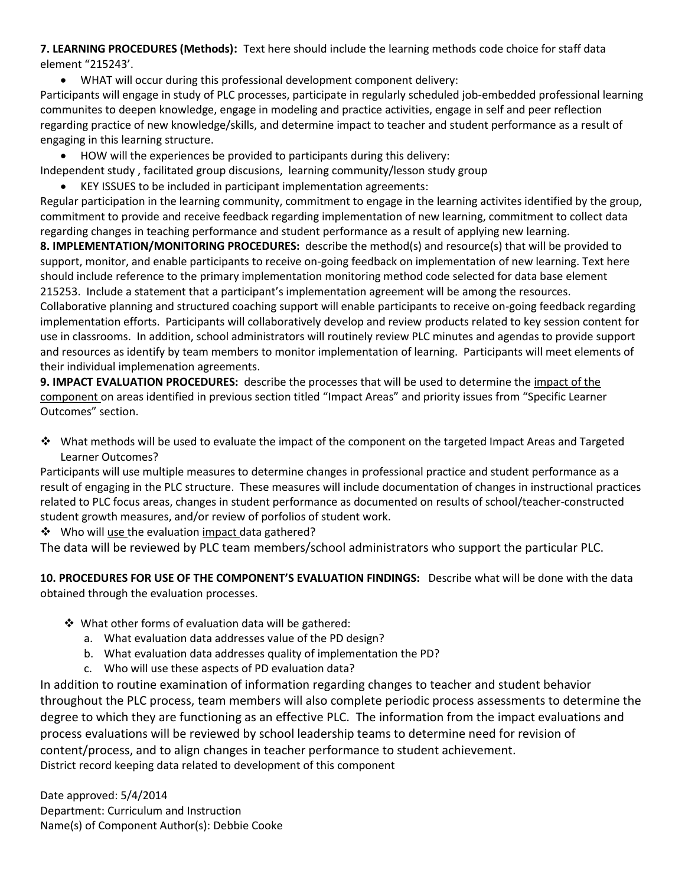**7. LEARNING PROCEDURES (Methods):** Text here should include the learning methods code choice for staff data element "215243'.

- WHAT will occur during this professional development component delivery:

Participants will engage in study of PLC processes, participate in regularly scheduled job-embedded professional learning communites to deepen knowledge, engage in modeling and practice activities, engage in self and peer reflection regarding practice of new knowledge/skills, and determine impact to teacher and student performance as a result of engaging in this learning structure.

- HOW will the experiences be provided to participants during this delivery:

Independent study , facilitated group discusions, learning community/lesson study group

- KEY ISSUES to be included in participant implementation agreements:

Regular participation in the learning community, commitment to engage in the learning activites identified by the group, commitment to provide and receive feedback regarding implementation of new learning, commitment to collect data regarding changes in teaching performance and student performance as a result of applying new learning.

**8. IMPLEMENTATION/MONITORING PROCEDURES:** describe the method(s) and resource(s) that will be provided to support, monitor, and enable participants to receive on-going feedback on implementation of new learning. Text here should include reference to the primary implementation monitoring method code selected for data base element 215253. Include a statement that a participant's implementation agreement will be among the resources.

Collaborative planning and structured coaching support will enable participants to receive on-going feedback regarding implementation efforts. Participants will collaboratively develop and review products related to key session content for use in classrooms. In addition, school administrators will routinely review PLC minutes and agendas to provide support and resources as identify by team members to monitor implementation of learning. Participants will meet elements of their individual implemenation agreements.

**9. IMPACT EVALUATION PROCEDURES:** describe the processes that will be used to determine the impact of the component on areas identified in previous section titled "Impact Areas" and priority issues from "Specific Learner Outcomes" section.

- What methods will be used to evaluate the impact of the component on the targeted Impact Areas and Targeted Learner Outcomes?

Participants will use multiple measures to determine changes in professional practice and student performance as a result of engaging in the PLC structure. These measures will include documentation of changes in instructional practices related to PLC focus areas, changes in student performance as documented on results of school/teacher-constructed student growth measures, and/or review of porfolios of student work.

- Who will use the evaluation impact data gathered?

The data will be reviewed by PLC team members/school administrators who support the particular PLC.

**10. PROCEDURES FOR USE OF THE COMPONENT'S EVALUATION FINDINGS:** Describe what will be done with the data obtained through the evaluation processes.

- What other forms of evaluation data will be gathered:
  a. What evaluation data addresses value of the PD design?
  b. What evaluation data addresses quality of implementation the PD?
  c. Who will use these aspects of PD evaluation data?

In addition to routine examination of information regarding changes to teacher and student behavior throughout the PLC process, team members will also complete periodic process assessments to determine the degree to which they are functioning as an effective PLC. The information from the impact evaluations and process evaluations will be reviewed by school leadership teams to determine need for revision of content/process, and to align changes in teacher performance to student achievement.

District record keeping data related to development of this component

Date approved: 5/4/2014
Department: Curriculum and Instruction
Name(s) of Component Author(s): Debbie Cooke